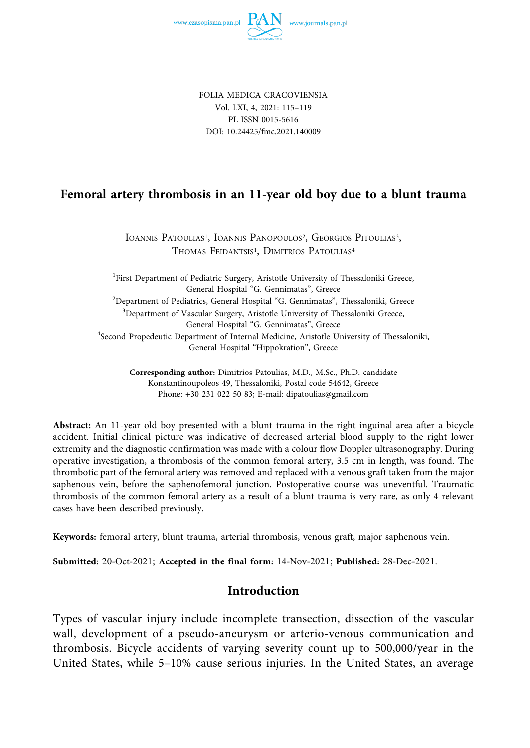FOLIA MEDICA CRACOVIENSIA
Vol. LXI, 4, 2021: 115–119
PL ISSN 0015-5616
DOI: 10.24425/fmc.2021.140009

# Femoral artery thrombosis in an 11-year old boy due to a blunt trauma

Ioannis Patoulias[1], Ioannis Panopoulos[2], Georgios Pitoulias[3], Thomas Feidantsis[1], Dimitrios Patoulias[4]

[1]First Department of Pediatric Surgery, Aristotle University of Thessaloniki Greece, General Hospital "G. Gennimatas", Greece
[2]Department of Pediatrics, General Hospital "G. Gennimatas", Thessaloniki, Greece
[3]Department of Vascular Surgery, Aristotle University of Thessaloniki Greece, General Hospital "G. Gennimatas", Greece
[4]Second Propedeutic Department of Internal Medicine, Aristotle University of Thessaloniki, General Hospital "Hippokration", Greece

**Corresponding author:** Dimitrios Patoulias, M.D., M.Sc., Ph.D. candidate
Konstantinoupoleos 49, Thessaloniki, Postal code 54642, Greece
Phone: +30 231 022 50 83; E-mail: dipatoulias@gmail.com

**Abstract:** An 11-year old boy presented with a blunt trauma in the right inguinal area after a bicycle accident. Initial clinical picture was indicative of decreased arterial blood supply to the right lower extremity and the diagnostic confirmation was made with a colour flow Doppler ultrasonography. During operative investigation, a thrombosis of the common femoral artery, 3.5 cm in length, was found. The thrombotic part of the femoral artery was removed and replaced with a venous graft taken from the major saphenous vein, before the saphenofemoral junction. Postoperative course was uneventful. Traumatic thrombosis of the common femoral artery as a result of a blunt trauma is very rare, as only 4 relevant cases have been described previously.

**Keywords:** femoral artery, blunt trauma, arterial thrombosis, venous graft, major saphenous vein.

**Submitted:** 20-Oct-2021; **Accepted in the final form:** 14-Nov-2021; **Published:** 28-Dec-2021.

## Introduction

Types of vascular injury include incomplete transection, dissection of the vascular wall, development of a pseudo-aneurysm or arterio-venous communication and thrombosis. Bicycle accidents of varying severity count up to 500,000/year in the United States, while 5–10% cause serious injuries. In the United States, an average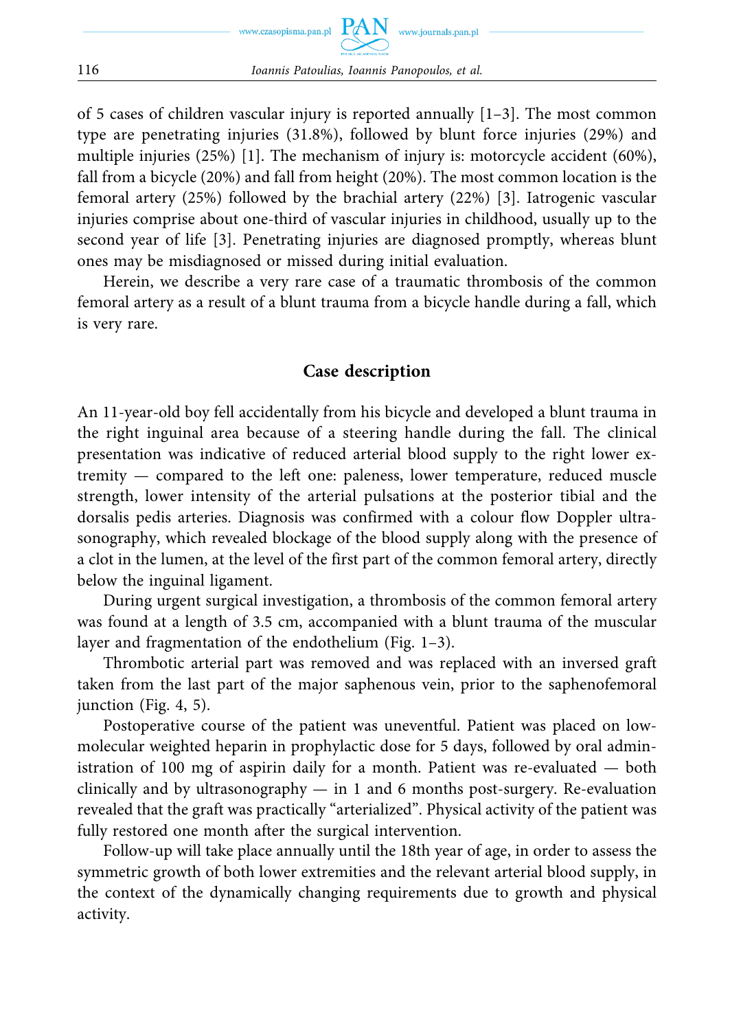of 5 cases of children vascular injury is reported annually [1–3]. The most common type are penetrating injuries (31.8%), followed by blunt force injuries (29%) and multiple injuries (25%) [1]. The mechanism of injury is: motorcycle accident (60%), fall from a bicycle (20%) and fall from height (20%). The most common location is the femoral artery (25%) followed by the brachial artery (22%) [3]. Iatrogenic vascular injuries comprise about one-third of vascular injuries in childhood, usually up to the second year of life [3]. Penetrating injuries are diagnosed promptly, whereas blunt ones may be misdiagnosed or missed during initial evaluation.

Herein, we describe a very rare case of a traumatic thrombosis of the common femoral artery as a result of a blunt trauma from a bicycle handle during a fall, which is very rare.

## Case description

An 11-year-old boy fell accidentally from his bicycle and developed a blunt trauma in the right inguinal area because of a steering handle during the fall. The clinical presentation was indicative of reduced arterial blood supply to the right lower extremity — compared to the left one: paleness, lower temperature, reduced muscle strength, lower intensity of the arterial pulsations at the posterior tibial and the dorsalis pedis arteries. Diagnosis was confirmed with a colour flow Doppler ultrasonography, which revealed blockage of the blood supply along with the presence of a clot in the lumen, at the level of the first part of the common femoral artery, directly below the inguinal ligament.

During urgent surgical investigation, a thrombosis of the common femoral artery was found at a length of 3.5 cm, accompanied with a blunt trauma of the muscular layer and fragmentation of the endothelium (Fig. 1–3).

Thrombotic arterial part was removed and was replaced with an inversed graft taken from the last part of the major saphenous vein, prior to the saphenofemoral junction (Fig. 4, 5).

Postoperative course of the patient was uneventful. Patient was placed on low-molecular weighted heparin in prophylactic dose for 5 days, followed by oral administration of 100 mg of aspirin daily for a month. Patient was re-evaluated — both clinically and by ultrasonography — in 1 and 6 months post-surgery. Re-evaluation revealed that the graft was practically "arterialized". Physical activity of the patient was fully restored one month after the surgical intervention.

Follow-up will take place annually until the 18th year of age, in order to assess the symmetric growth of both lower extremities and the relevant arterial blood supply, in the context of the dynamically changing requirements due to growth and physical activity.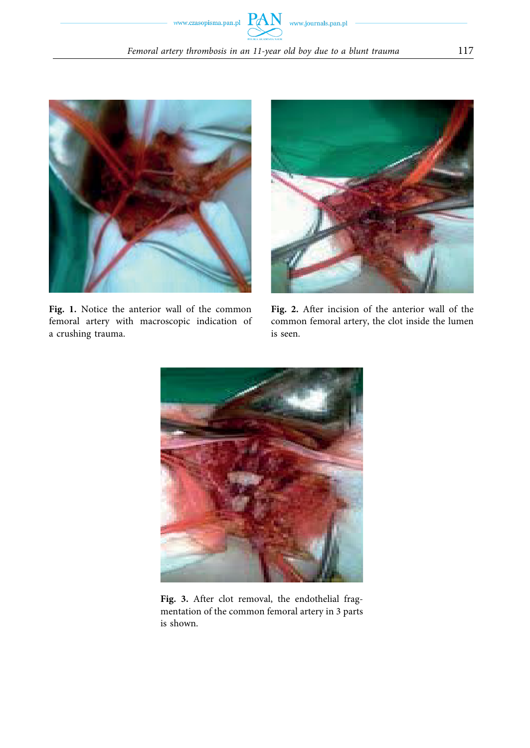**Fig. 1.** Notice the anterior wall of the common femoral artery with macroscopic indication of a crushing trauma.

**Fig. 2.** After incision of the anterior wall of the common femoral artery, the clot inside the lumen is seen.

**Fig. 3.** After clot removal, the endothelial fragmentation of the common femoral artery in 3 parts is shown.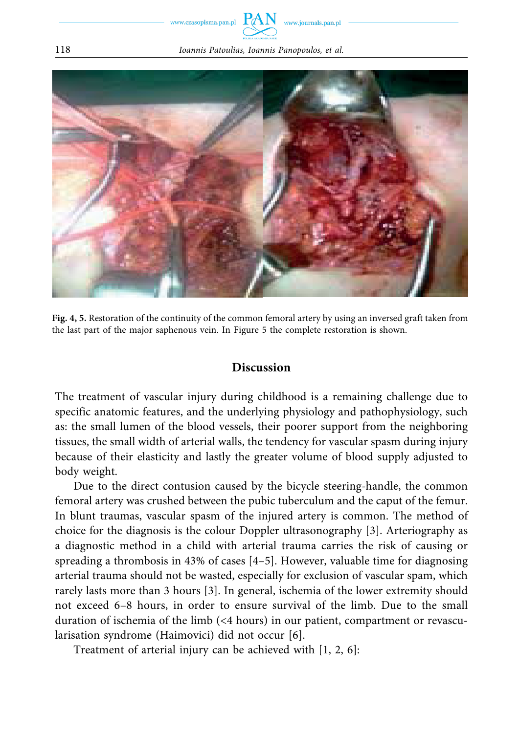**Fig. 4, 5.** Restoration of the continuity of the common femoral artery by using an inversed graft taken from the last part of the major saphenous vein. In Figure 5 the complete restoration is shown.

## Discussion

The treatment of vascular injury during childhood is a remaining challenge due to specific anatomic features, and the underlying physiology and pathophysiology, such as: the small lumen of the blood vessels, their poorer support from the neighboring tissues, the small width of arterial walls, the tendency for vascular spasm during injury because of their elasticity and lastly the greater volume of blood supply adjusted to body weight.

Due to the direct contusion caused by the bicycle steering-handle, the common femoral artery was crushed between the pubic tuberculum and the caput of the femur. In blunt traumas, vascular spasm of the injured artery is common. The method of choice for the diagnosis is the colour Doppler ultrasonography [3]. Arteriography as a diagnostic method in a child with arterial trauma carries the risk of causing or spreading a thrombosis in 43% of cases [4–5]. However, valuable time for diagnosing arterial trauma should not be wasted, especially for exclusion of vascular spam, which rarely lasts more than 3 hours [3]. In general, ischemia of the lower extremity should not exceed 6–8 hours, in order to ensure survival of the limb. Due to the small duration of ischemia of the limb (<4 hours) in our patient, compartment or revascularisation syndrome (Haimovici) did not occur [6].

Treatment of arterial injury can be achieved with [1, 2, 6]: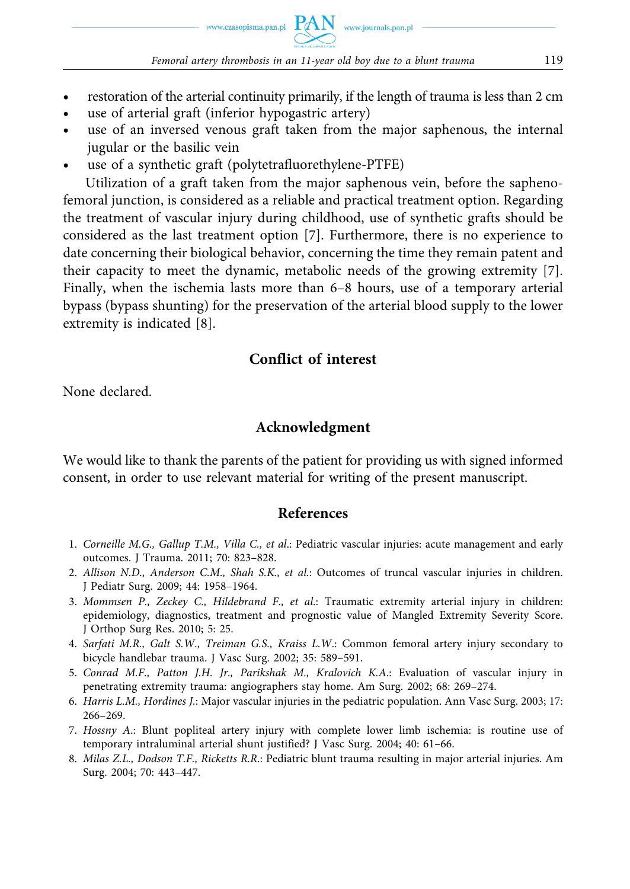- restoration of the arterial continuity primarily, if the length of trauma is less than 2 cm
- use of arterial graft (inferior hypogastric artery)
- use of an inversed venous graft taken from the major saphenous, the internal jugular or the basilic vein
- use of a synthetic graft (polytetrafluorethylene-PTFE)

Utilization of a graft taken from the major saphenous vein, before the sapheno-femoral junction, is considered as a reliable and practical treatment option. Regarding the treatment of vascular injury during childhood, use of synthetic grafts should be considered as the last treatment option [7]. Furthermore, there is no experience to date concerning their biological behavior, concerning the time they remain patent and their capacity to meet the dynamic, metabolic needs of the growing extremity [7]. Finally, when the ischemia lasts more than 6–8 hours, use of a temporary arterial bypass (bypass shunting) for the preservation of the arterial blood supply to the lower extremity is indicated [8].

## Conflict of interest

None declared.

## Acknowledgment

We would like to thank the parents of the patient for providing us with signed informed consent, in order to use relevant material for writing of the present manuscript.

## References

1. *Corneille M.G., Gallup T.M., Villa C., et al.*: Pediatric vascular injuries: acute management and early outcomes. J Trauma. 2011; 70: 823–828.
2. *Allison N.D., Anderson C.M., Shah S.K., et al.*: Outcomes of truncal vascular injuries in children. J Pediatr Surg. 2009; 44: 1958–1964.
3. *Mommsen P., Zeckey C., Hildebrand F., et al.*: Traumatic extremity arterial injury in children: epidemiology, diagnostics, treatment and prognostic value of Mangled Extremity Severity Score. J Orthop Surg Res. 2010; 5: 25.
4. *Sarfati M.R., Galt S.W., Treiman G.S., Kraiss L.W.*: Common femoral artery injury secondary to bicycle handlebar trauma. J Vasc Surg. 2002; 35: 589–591.
5. *Conrad M.F., Patton J.H. Jr., Parikshak M., Kralovich K.A.*: Evaluation of vascular injury in penetrating extremity trauma: angiographers stay home. Am Surg. 2002; 68: 269–274.
6. *Harris L.M., Hordines J.*: Major vascular injuries in the pediatric population. Ann Vasc Surg. 2003; 17: 266–269.
7. *Hossny A.*: Blunt popliteal artery injury with complete lower limb ischemia: is routine use of temporary intraluminal arterial shunt justified? J Vasc Surg. 2004; 40: 61–66.
8. *Milas Z.L., Dodson T.F., Ricketts R.R.*: Pediatric blunt trauma resulting in major arterial injuries. Am Surg. 2004; 70: 443–447.